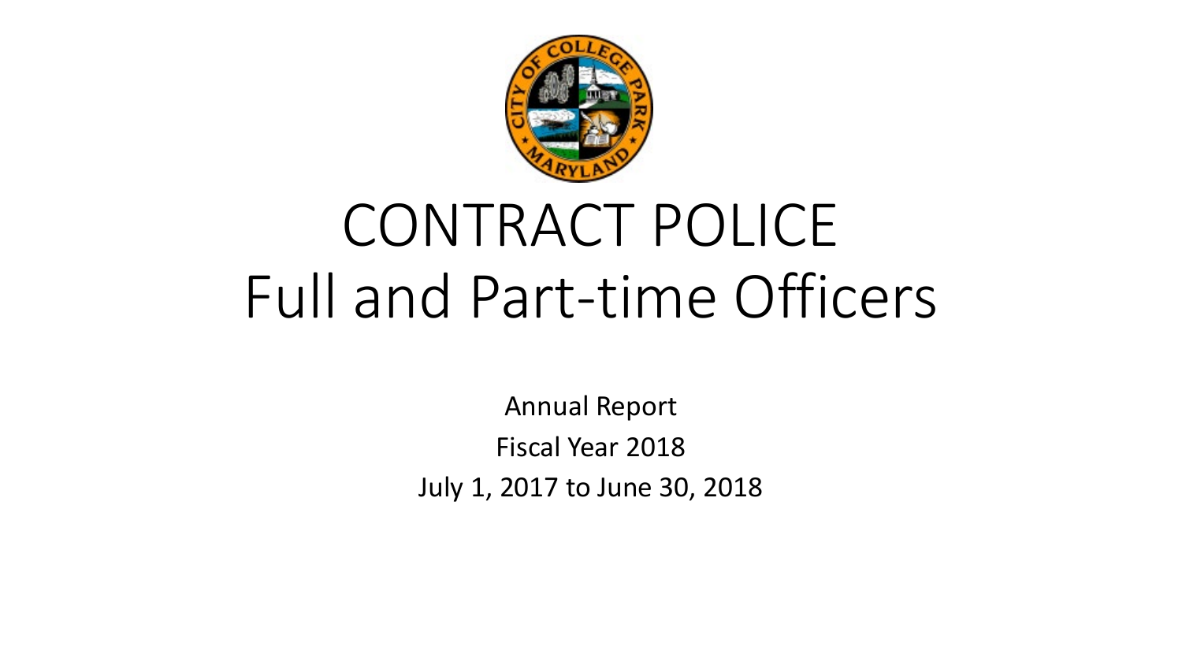# CONTRACT POLICE
# Full and Part-time Officers

Annual Report

Fiscal Year 2018

July 1, 2017 to June 30, 2018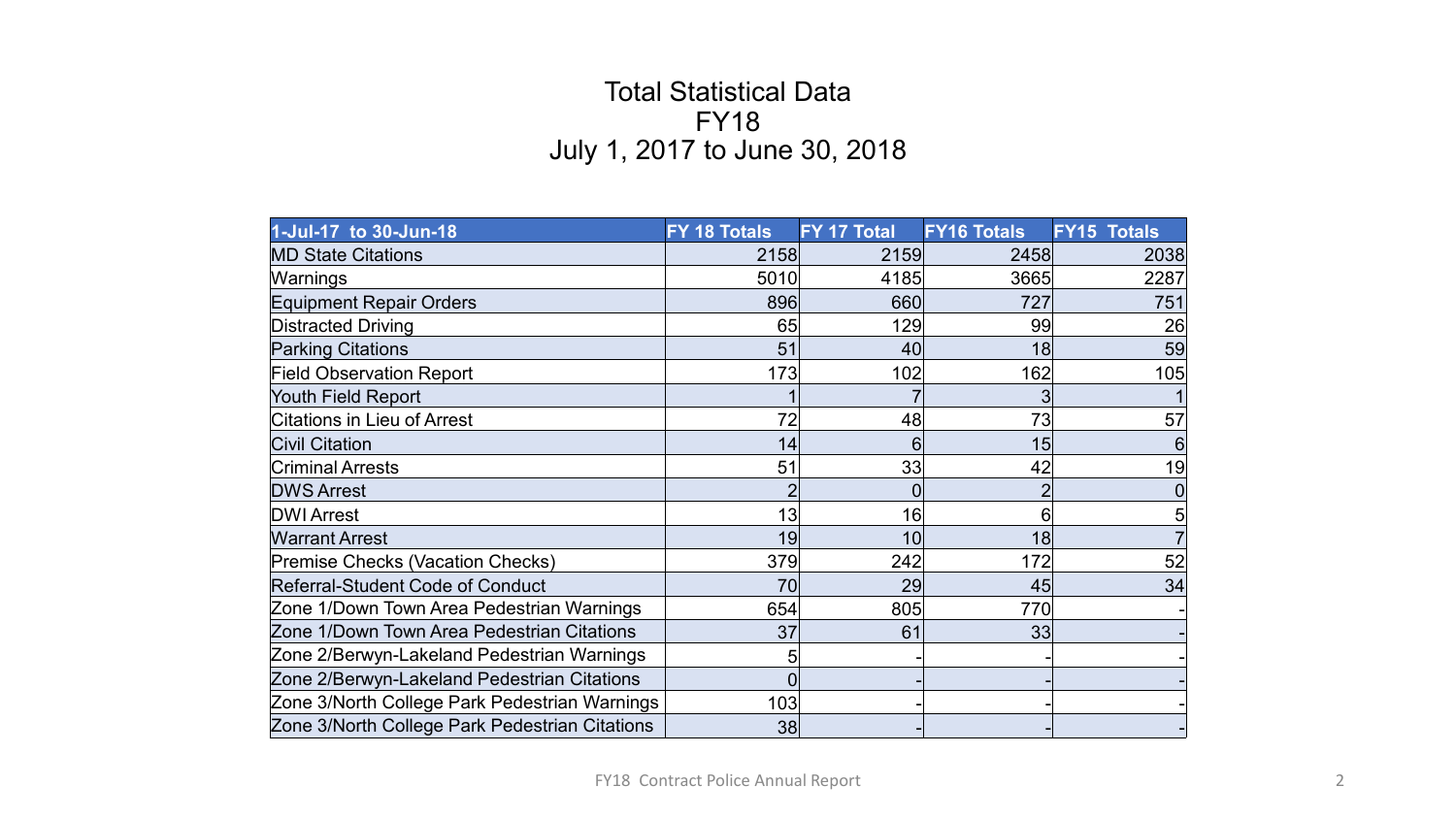# Total Statistical Data
# FY18
# July 1, 2017 to June 30, 2018

| 1-Jul-17 to 30-Jun-18 | FY 18 Totals | FY 17 Total | FY16 Totals | FY15 Totals |
|---|---|---|---|---|
| MD State Citations | 2158 | 2159 | 2458 | 2038 |
| Warnings | 5010 | 4185 | 3665 | 2287 |
| Equipment Repair Orders | 896 | 660 | 727 | 751 |
| Distracted Driving | 65 | 129 | 99 | 26 |
| Parking Citations | 51 | 40 | 18 | 59 |
| Field Observation Report | 173 | 102 | 162 | 105 |
| Youth Field Report | 1 | 7 | 3 | 1 |
| Citations in Lieu of Arrest | 72 | 48 | 73 | 57 |
| Civil Citation | 14 | 6 | 15 | 6 |
| Criminal Arrests | 51 | 33 | 42 | 19 |
| DWS Arrest | 2 | 0 | 2 | 0 |
| DWI Arrest | 13 | 16 | 6 | 5 |
| Warrant Arrest | 19 | 10 | 18 | 7 |
| Premise Checks (Vacation Checks) | 379 | 242 | 172 | 52 |
| Referral-Student Code of Conduct | 70 | 29 | 45 | 34 |
| Zone 1/Down Town Area Pedestrian Warnings | 654 | 805 | 770 | - |
| Zone 1/Down Town Area Pedestrian Citations | 37 | 61 | 33 | - |
| Zone 2/Berwyn-Lakeland Pedestrian Warnings | 5 | - | - | - |
| Zone 2/Berwyn-Lakeland Pedestrian Citations | 0 | - | - | - |
| Zone 3/North College Park Pedestrian Warnings | 103 | - | - | - |
| Zone 3/North College Park Pedestrian Citations | 38 | - | - | - |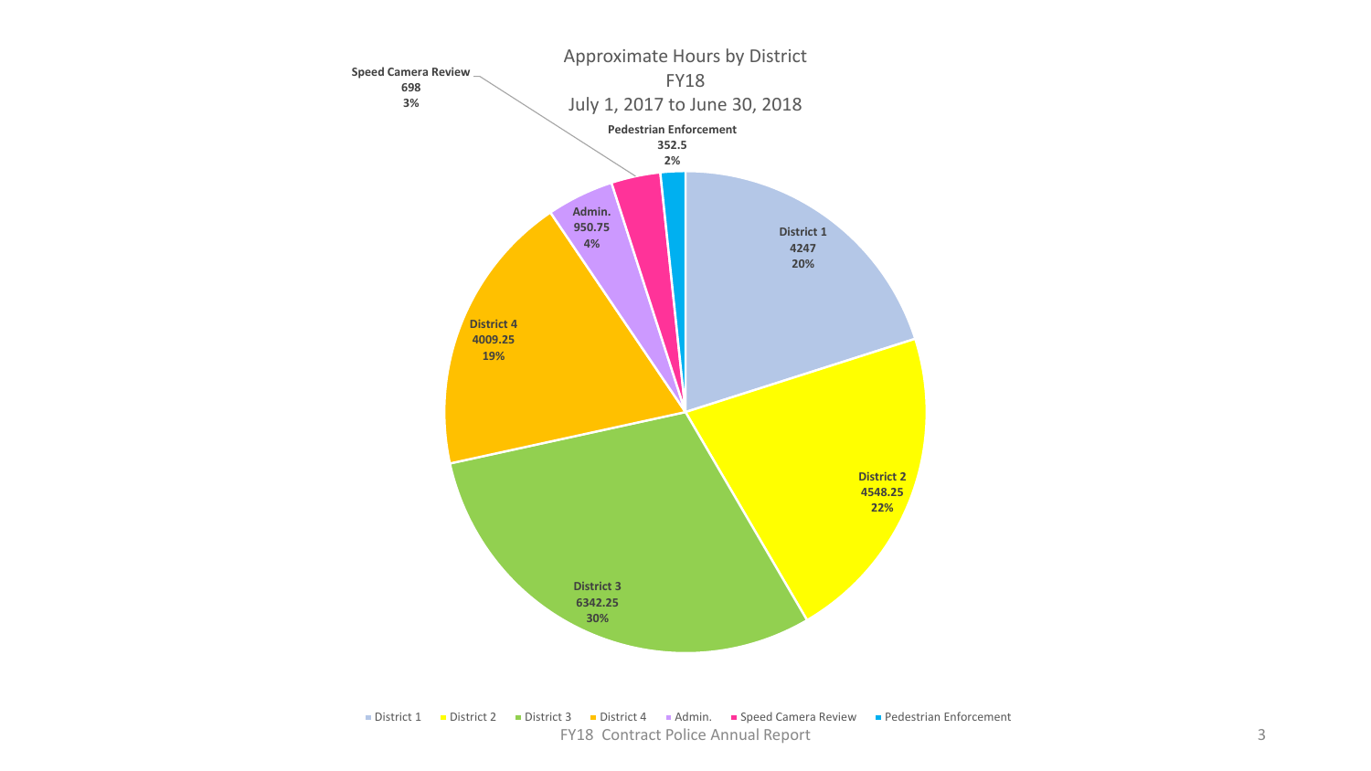## Approximate Hours by District
## FY18
## July 1, 2017 to June 30, 2018

| Category | Hours | Percent |
|---|---|---|
| District 1 | 4247 | 20% |
| District 2 | 4548.25 | 22% |
| District 3 | 6342.25 | 30% |
| District 4 | 4009.25 | 19% |
| Admin. | 950.75 | 4% |
| Speed Camera Review | 698 | 3% |
| Pedestrian Enforcement | 352.5 | 2% |

FY18 Contract Police Annual Report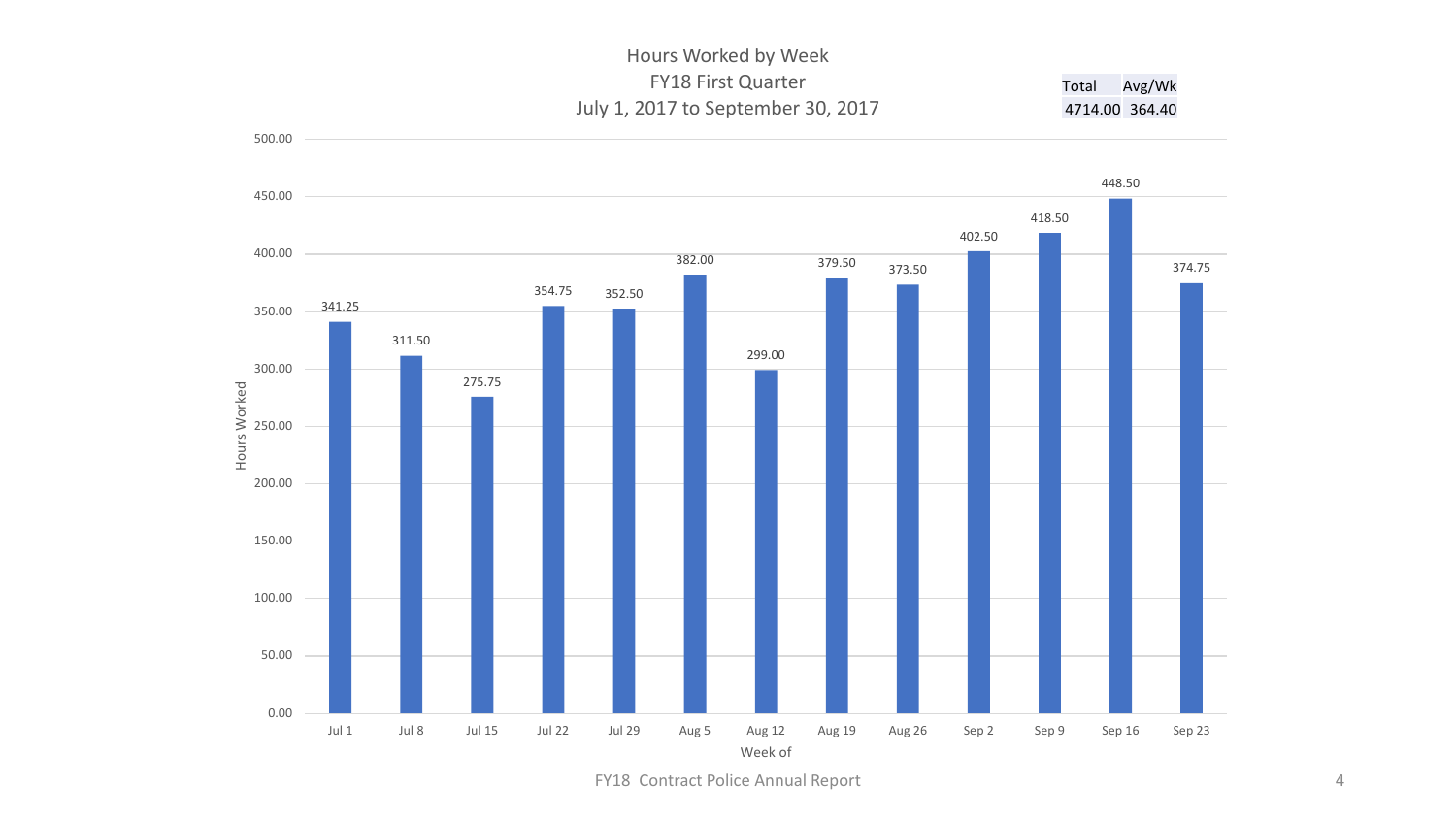# Hours Worked by Week
## FY18 First Quarter
### July 1, 2017 to September 30, 2017

| Total | Avg/Wk |
|---|---|
| 4714.00 | 364.40 |

| Week of | Hours Worked |
|---|---|
| Jul 1 | 341.25 |
| Jul 8 | 311.50 |
| Jul 15 | 275.75 |
| Jul 22 | 354.75 |
| Jul 29 | 352.50 |
| Aug 5 | 382.00 |
| Aug 12 | 299.00 |
| Aug 19 | 379.50 |
| Aug 26 | 373.50 |
| Sep 2 | 402.50 |
| Sep 9 | 418.50 |
| Sep 16 | 448.50 |
| Sep 23 | 374.75 |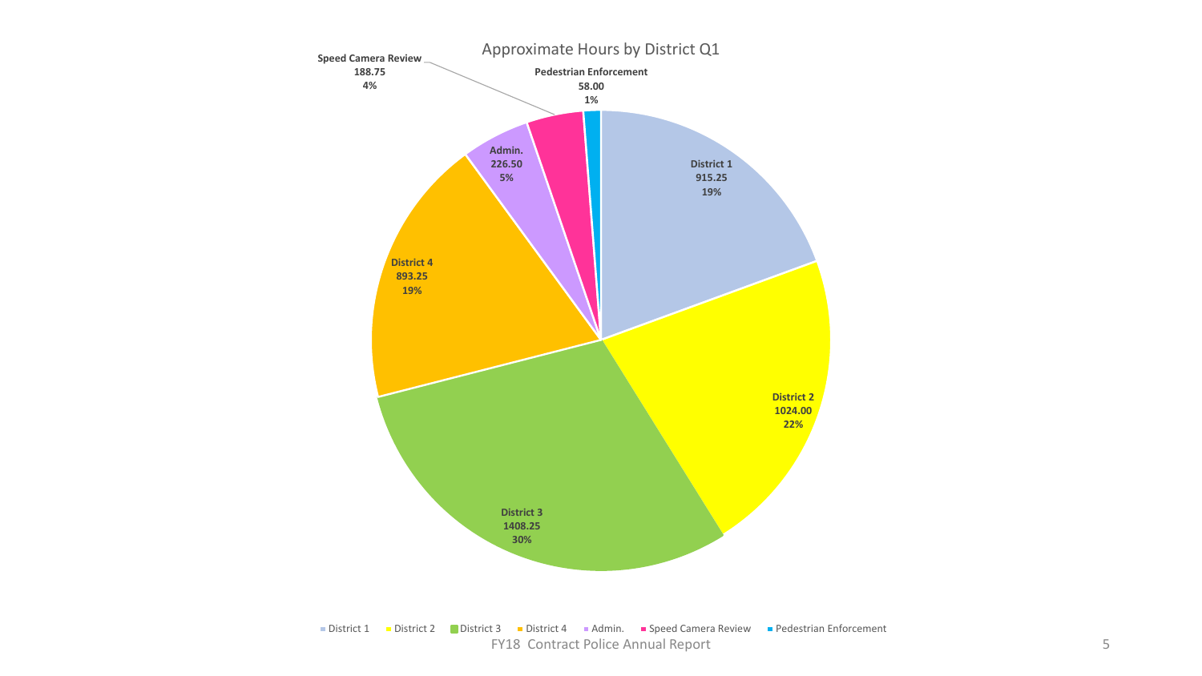## Approximate Hours by District Q1

| Category | Hours | Percent |
|---|---|---|
| District 1 | 915.25 | 19% |
| District 2 | 1024.00 | 22% |
| District 3 | 1408.25 | 30% |
| District 4 | 893.25 | 19% |
| Admin. | 226.50 | 5% |
| Speed Camera Review | 188.75 | 4% |
| Pedestrian Enforcement | 58.00 | 1% |

FY18 Contract Police Annual Report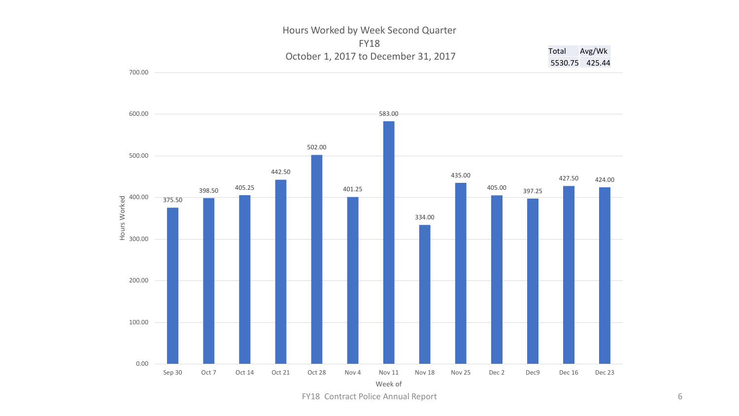# Hours Worked by Week Second Quarter
## FY18
### October 1, 2017 to December 31, 2017

| Total | Avg/Wk |
| --- | --- |
| 5530.75 | 425.44 |

| Week of | Hours Worked |
| --- | --- |
| Sep 30 | 375.50 |
| Oct 7 | 398.50 |
| Oct 14 | 405.25 |
| Oct 21 | 442.50 |
| Oct 28 | 502.00 |
| Nov 4 | 401.25 |
| Nov 11 | 583.00 |
| Nov 18 | 334.00 |
| Nov 25 | 435.00 |
| Dec 2 | 405.00 |
| Dec9 | 397.25 |
| Dec 16 | 427.50 |
| Dec 23 | 424.00 |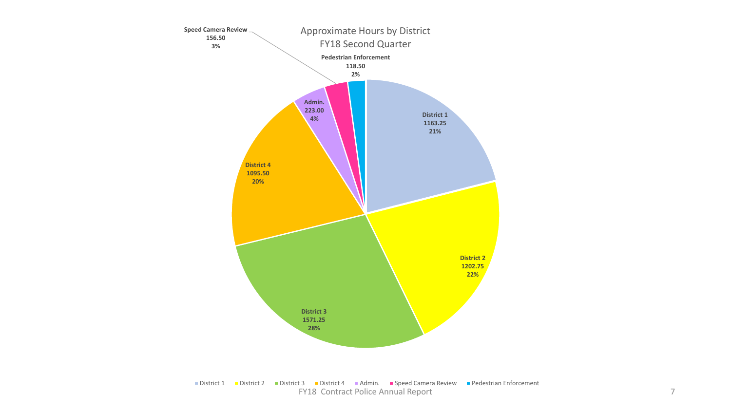## Approximate Hours by District
## FY18 Second Quarter

| Category | Hours | Percent |
| --- | --- | --- |
| District 1 | 1163.25 | 21% |
| District 2 | 1202.75 | 22% |
| District 3 | 1571.25 | 28% |
| District 4 | 1095.50 | 20% |
| Admin. | 223.00 | 4% |
| Speed Camera Review | 156.50 | 3% |
| Pedestrian Enforcement | 118.50 | 2% |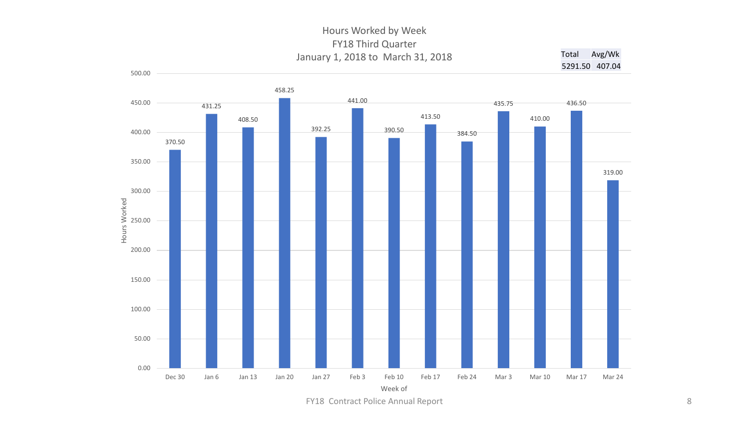# Hours Worked by Week
## FY18 Third Quarter
### January 1, 2018 to March 31, 2018

| Total | Avg/Wk |
| --- | --- |
| 5291.50 | 407.04 |

| Week of | Hours Worked |
| --- | --- |
| Dec 30 | 370.50 |
| Jan 6 | 431.25 |
| Jan 13 | 408.50 |
| Jan 20 | 458.25 |
| Jan 27 | 392.25 |
| Feb 3 | 441.00 |
| Feb 10 | 390.50 |
| Feb 17 | 413.50 |
| Feb 24 | 384.50 |
| Mar 3 | 435.75 |
| Mar 10 | 410.00 |
| Mar 17 | 436.50 |
| Mar 24 | 319.00 |

FY18 Contract Police Annual Report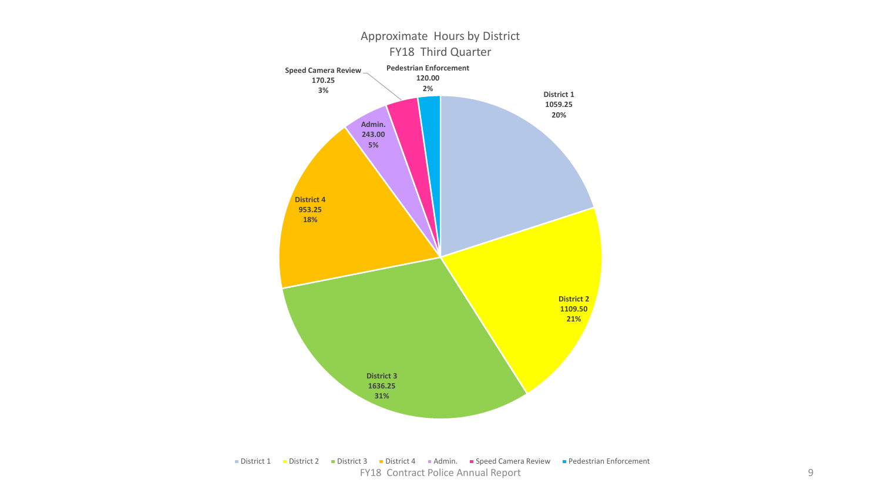## Approximate Hours by District
## FY18 Third Quarter

| Category | Hours | Percent |
| --- | --- | --- |
| District 1 | 1059.25 | 20% |
| District 2 | 1109.50 | 21% |
| District 3 | 1636.25 | 31% |
| District 4 | 953.25 | 18% |
| Admin. | 243.00 | 5% |
| Speed Camera Review | 170.25 | 3% |
| Pedestrian Enforcement | 120.00 | 2% |

FY18 Contract Police Annual Report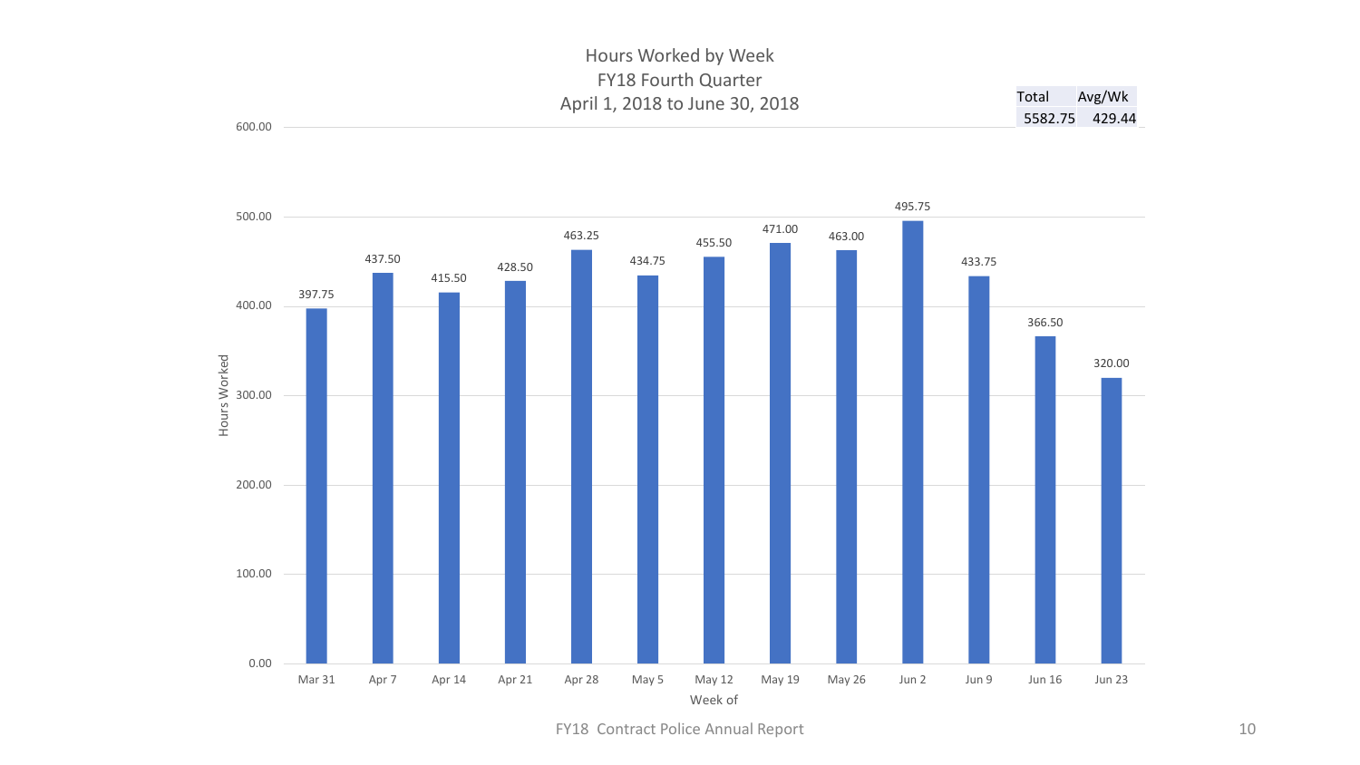# Hours Worked by Week
## FY18 Fourth Quarter
### April 1, 2018 to June 30, 2018

| Total | Avg/Wk |
|---|---|
| 5582.75 | 429.44 |

| Week of | Hours Worked |
|---|---|
| Mar 31 | 397.75 |
| Apr 7 | 437.50 |
| Apr 14 | 415.50 |
| Apr 21 | 428.50 |
| Apr 28 | 463.25 |
| May 5 | 434.75 |
| May 12 | 455.50 |
| May 19 | 471.00 |
| May 26 | 463.00 |
| Jun 2 | 495.75 |
| Jun 9 | 433.75 |
| Jun 16 | 366.50 |
| Jun 23 | 320.00 |

FY18 Contract Police Annual Report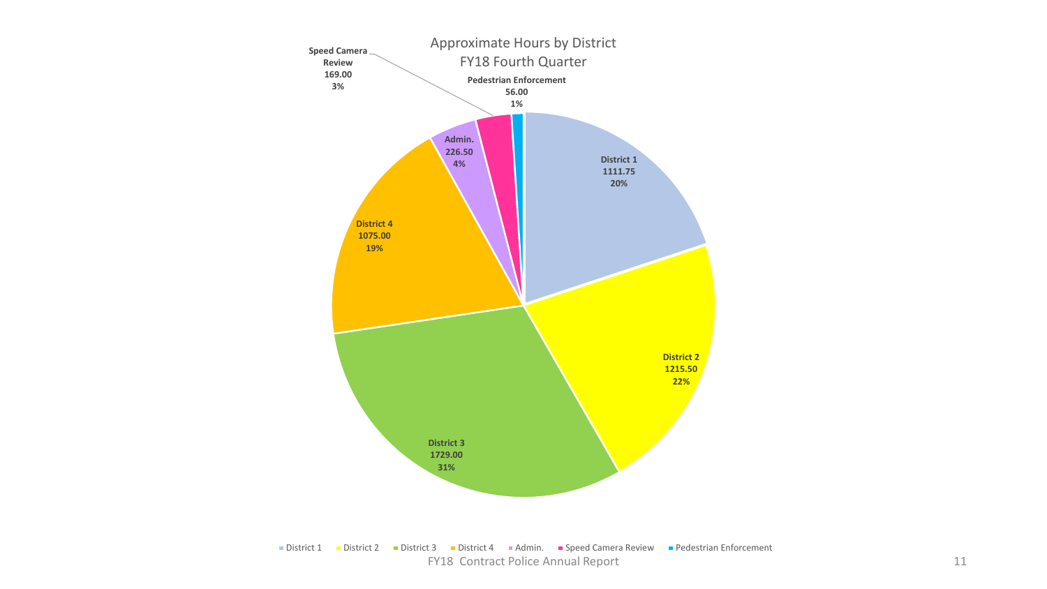## Approximate Hours by District
## FY18 Fourth Quarter

| Category | Hours | Percent |
|---|---|---|
| District 1 | 1111.75 | 20% |
| District 2 | 1215.50 | 22% |
| District 3 | 1729.00 | 31% |
| District 4 | 1075.00 | 19% |
| Admin. | 226.50 | 4% |
| Speed Camera Review | 169.00 | 3% |
| Pedestrian Enforcement | 56.00 | 1% |

FY18 Contract Police Annual Report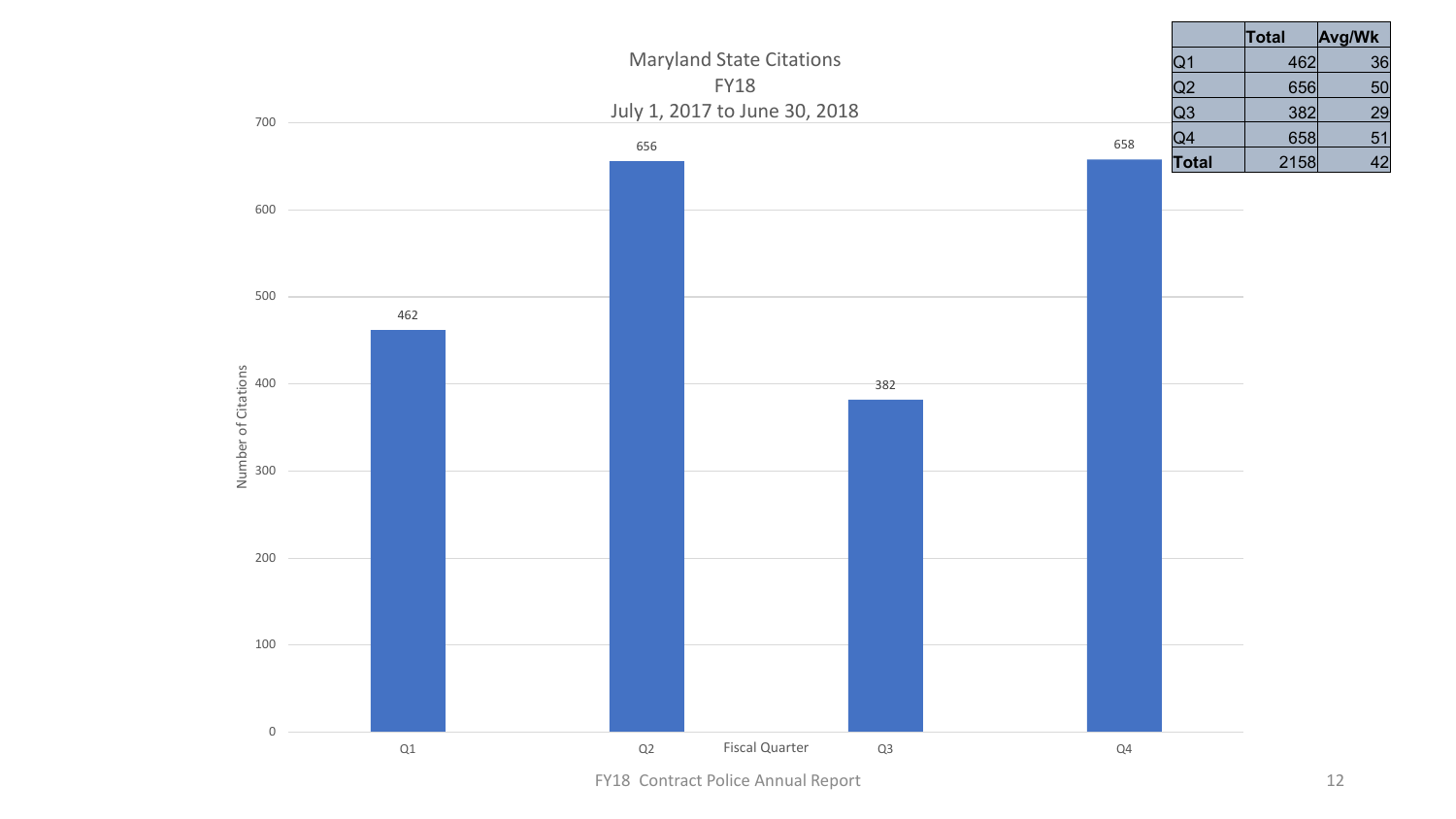| | Total | Avg/Wk |
|---|---|---|
| Q1 | 462 | 36 |
| Q2 | 656 | 50 |
| Q3 | 382 | 29 |
| Q4 | 658 | 51 |
| **Total** | 2158 | 42 |

## Maryland State Citations
FY18
July 1, 2017 to June 30, 2018

| Fiscal Quarter | Number of Citations |
|---|---|
| Q1 | 462 |
| Q2 | 656 |
| Q3 | 382 |
| Q4 | 658 |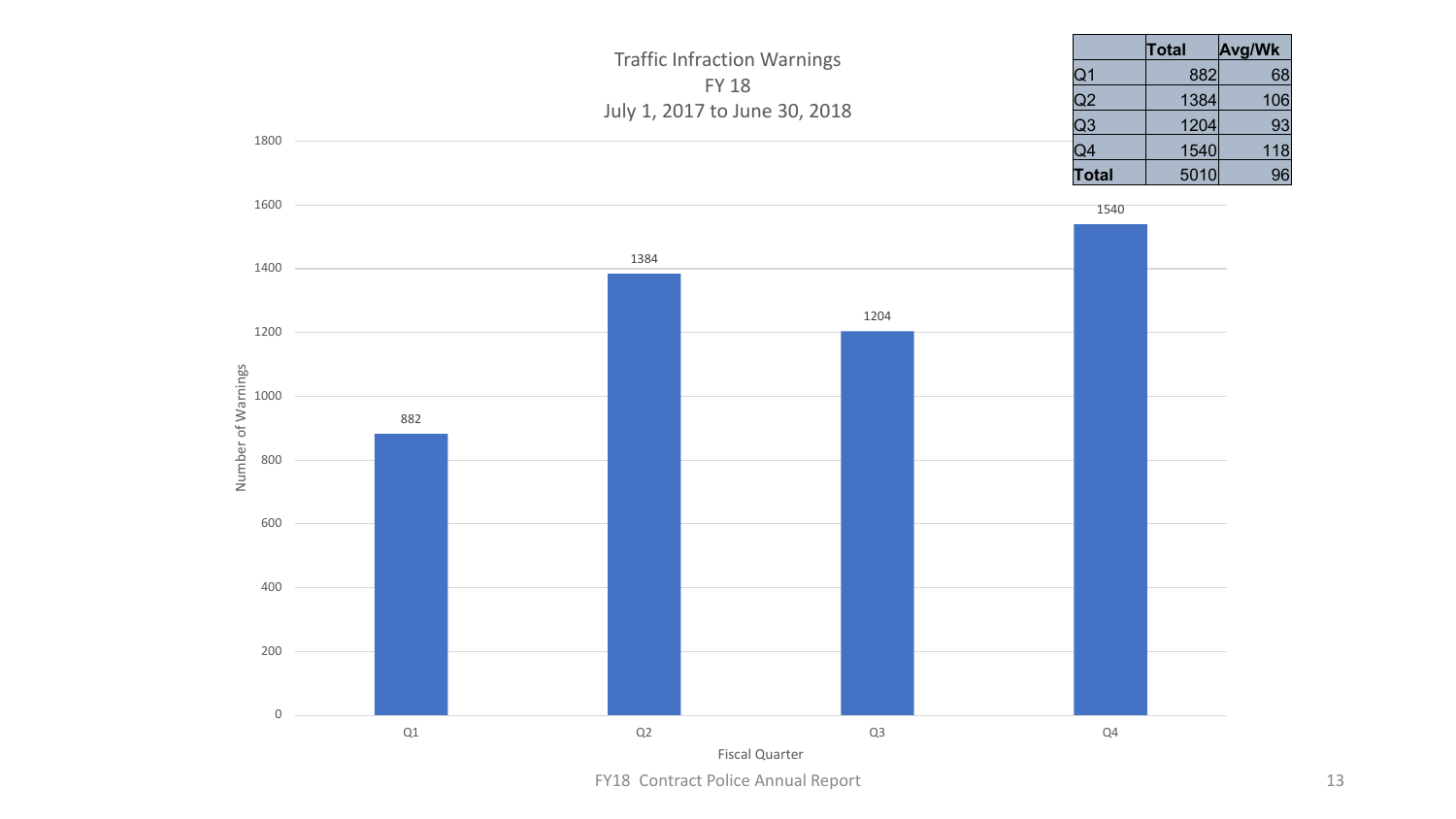## Traffic Infraction Warnings
FY 18
July 1, 2017 to June 30, 2018

| | Total | Avg/Wk |
|---|---|---|
| Q1 | 882 | 68 |
| Q2 | 1384 | 106 |
| Q3 | 1204 | 93 |
| Q4 | 1540 | 118 |
| **Total** | 5010 | 96 |

Number of Warnings by Fiscal Quarter:

| Fiscal Quarter | Number of Warnings |
|---|---|
| Q1 | 882 |
| Q2 | 1384 |
| Q3 | 1204 |
| Q4 | 1540 |

FY18 Contract Police Annual Report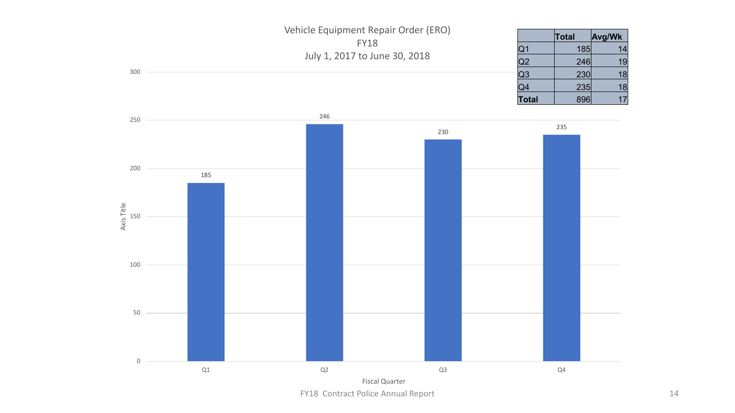# Vehicle Equipment Repair Order (ERO)
## FY18
## July 1, 2017 to June 30, 2018

| | Total | Avg/Wk |
|---|---|---|
| Q1 | 185 | 14 |
| Q2 | 246 | 19 |
| Q3 | 230 | 18 |
| Q4 | 235 | 18 |
| **Total** | 896 | 17 |

| Fiscal Quarter | Value |
|---|---|
| Q1 | 185 |
| Q2 | 246 |
| Q3 | 230 |
| Q4 | 235 |

Axis Title

Fiscal Quarter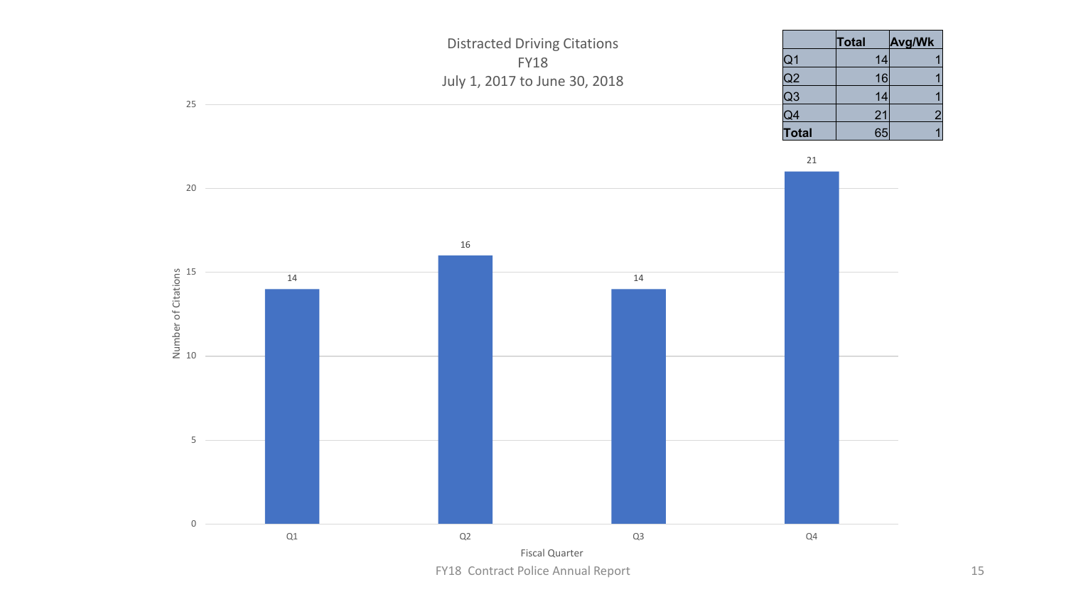# Distracted Driving Citations
## FY18
### July 1, 2017 to June 30, 2018

| | Total | Avg/Wk |
|---|---|---|
| Q1 | 14 | 1 |
| Q2 | 16 | 1 |
| Q3 | 14 | 1 |
| Q4 | 21 | 2 |
| **Total** | 65 | 1 |

| Fiscal Quarter | Number of Citations |
|---|---|
| Q1 | 14 |
| Q2 | 16 |
| Q3 | 14 |
| Q4 | 21 |

FY18 Contract Police Annual Report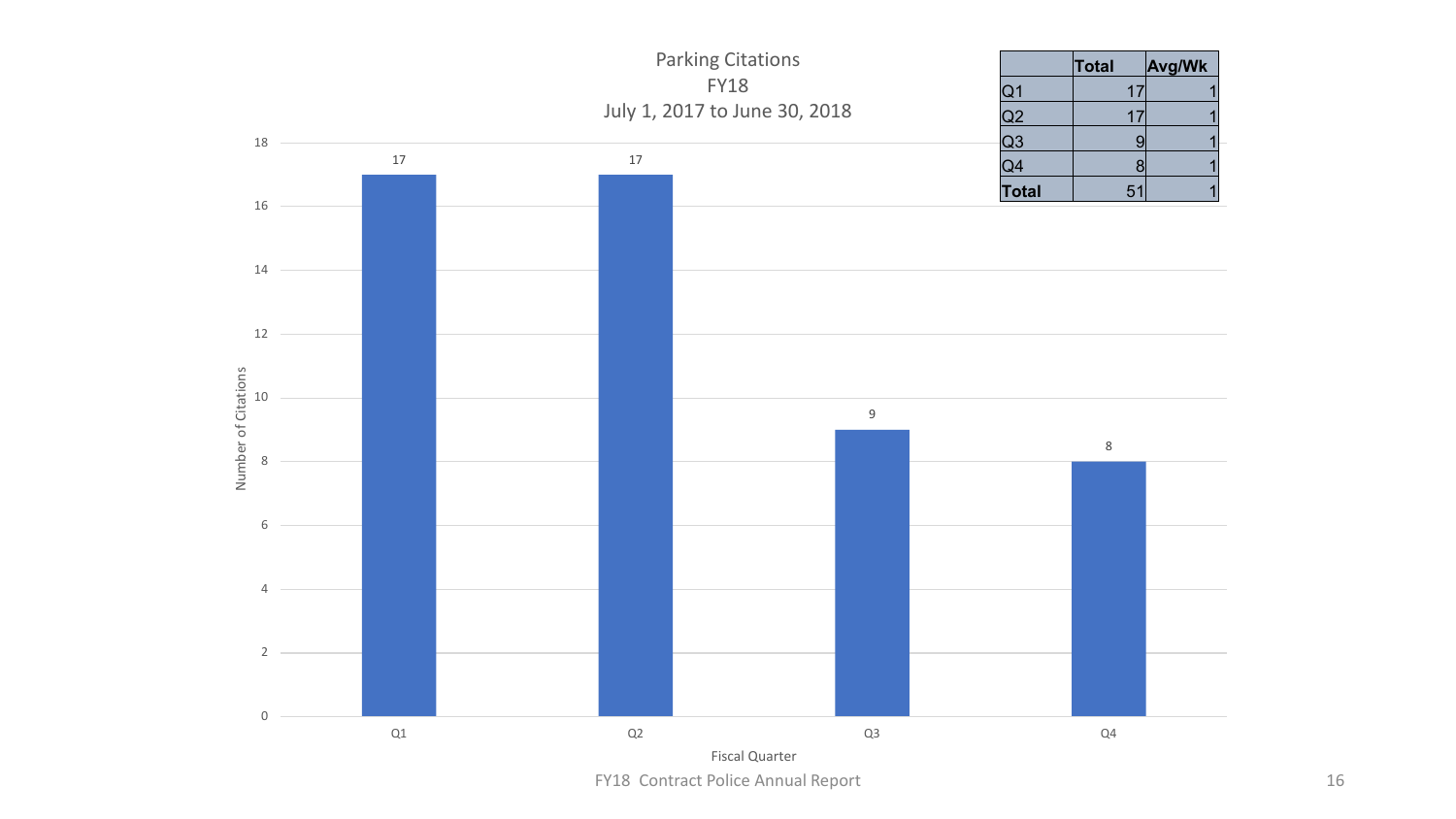# Parking Citations
## FY18
### July 1, 2017 to June 30, 2018

| | Total | Avg/Wk |
|---|---|---|
| Q1 | 17 | 1 |
| Q2 | 17 | 1 |
| Q3 | 9 | 1 |
| Q4 | 8 | 1 |
| **Total** | 51 | 1 |

| Fiscal Quarter | Number of Citations |
|---|---|
| Q1 | 17 |
| Q2 | 17 |
| Q3 | 9 |
| Q4 | 8 |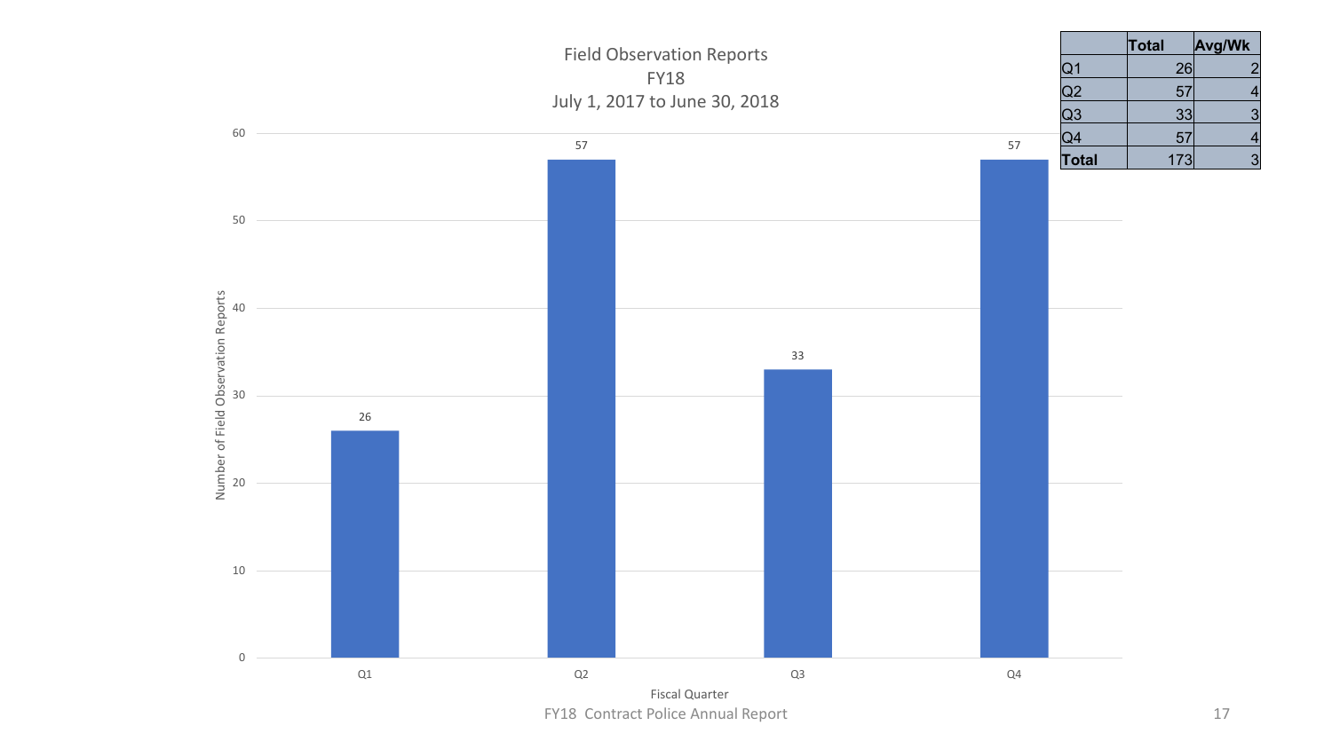# Field Observation Reports
## FY18
### July 1, 2017 to June 30, 2018

| | Total | Avg/Wk |
|---|---|---|
| Q1 | 26 | 2 |
| Q2 | 57 | 4 |
| Q3 | 33 | 3 |
| Q4 | 57 | 4 |
| **Total** | 173 | 3 |

| Fiscal Quarter | Number of Field Observation Reports |
|---|---|
| Q1 | 26 |
| Q2 | 57 |
| Q3 | 33 |
| Q4 | 57 |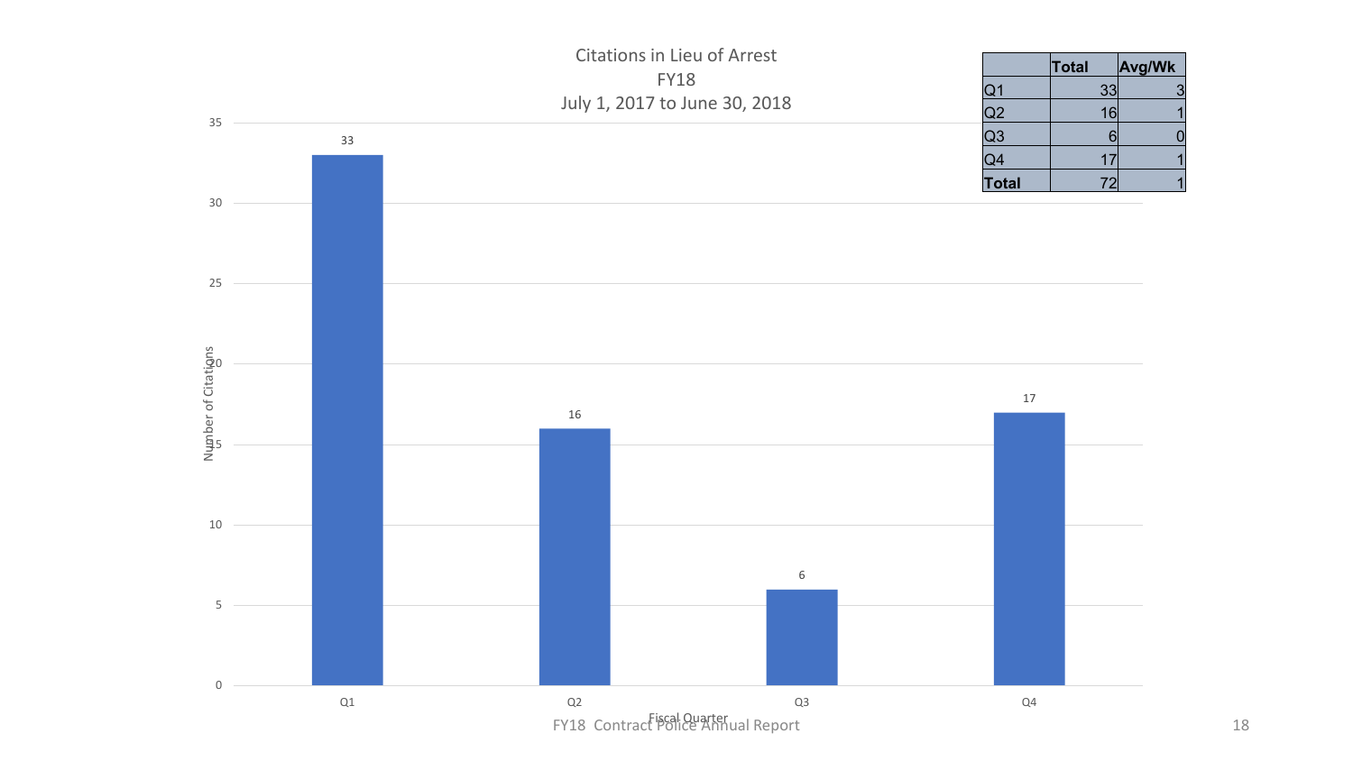Citations in Lieu of Arrest
FY18
July 1, 2017 to June 30, 2018

| | Total | Avg/Wk |
|---|---|---|
| Q1 | 33 | 3 |
| Q2 | 16 | 1 |
| Q3 | 6 | 0 |
| Q4 | 17 | 1 |
| **Total** | 72 | 1 |

| Fiscal Quarter | Number of Citations |
|---|---|
| Q1 | 33 |
| Q2 | 16 |
| Q3 | 6 |
| Q4 | 17 |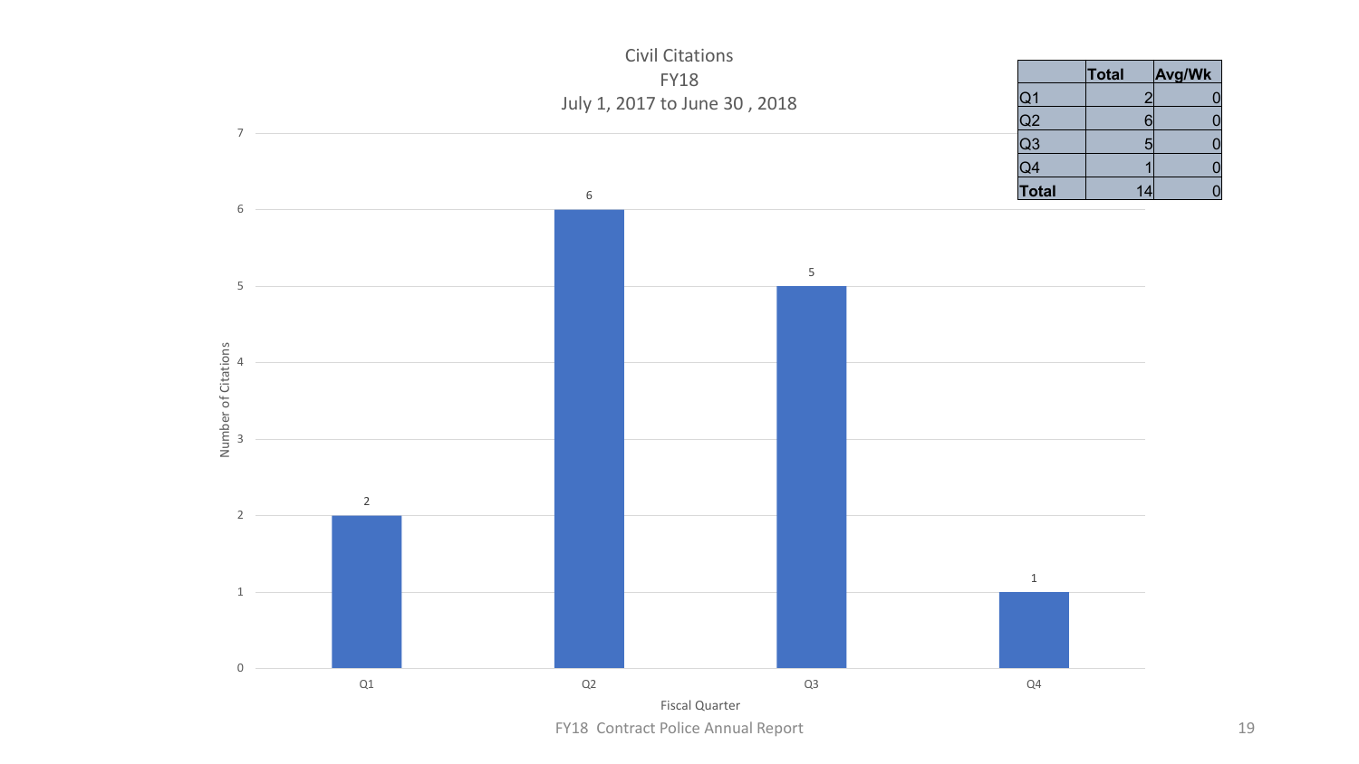# Civil Citations
## FY18
### July 1, 2017 to June 30 , 2018

| | Total | Avg/Wk |
|---|---|---|
| Q1 | 2 | 0 |
| Q2 | 6 | 0 |
| Q3 | 5 | 0 |
| Q4 | 1 | 0 |
| **Total** | 14 | 0 |

| Fiscal Quarter | Number of Citations |
|---|---|
| Q1 | 2 |
| Q2 | 6 |
| Q3 | 5 |
| Q4 | 1 |

FY18 Contract Police Annual Report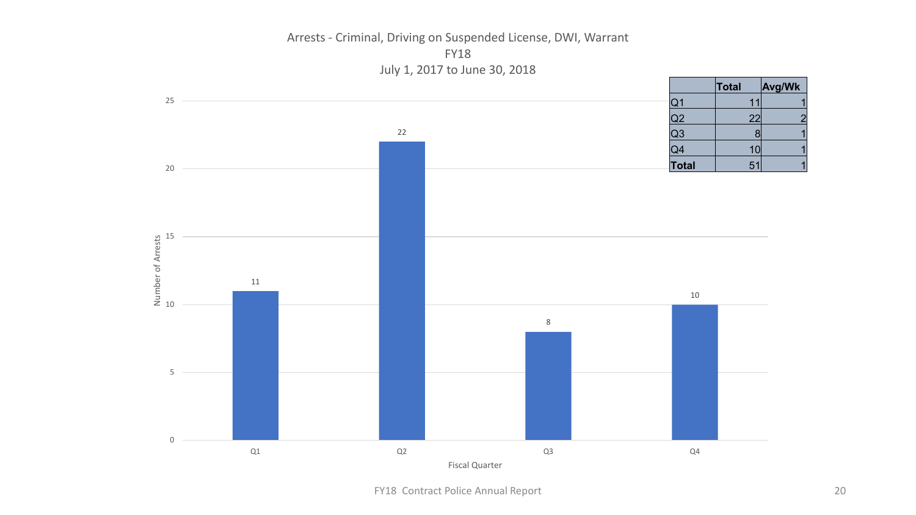# Arrests - Criminal, Driving on Suspended License, DWI, Warrant
## FY18
## July 1, 2017 to June 30, 2018

| | Total | Avg/Wk |
|---|---|---|
| Q1 | 11 | 1 |
| Q2 | 22 | 2 |
| Q3 | 8 | 1 |
| Q4 | 10 | 1 |
| **Total** | 51 | 1 |

Chart data (Number of Arrests by Fiscal Quarter):

| Fiscal Quarter | Number of Arrests |
|---|---|
| Q1 | 11 |
| Q2 | 22 |
| Q3 | 8 |
| Q4 | 10 |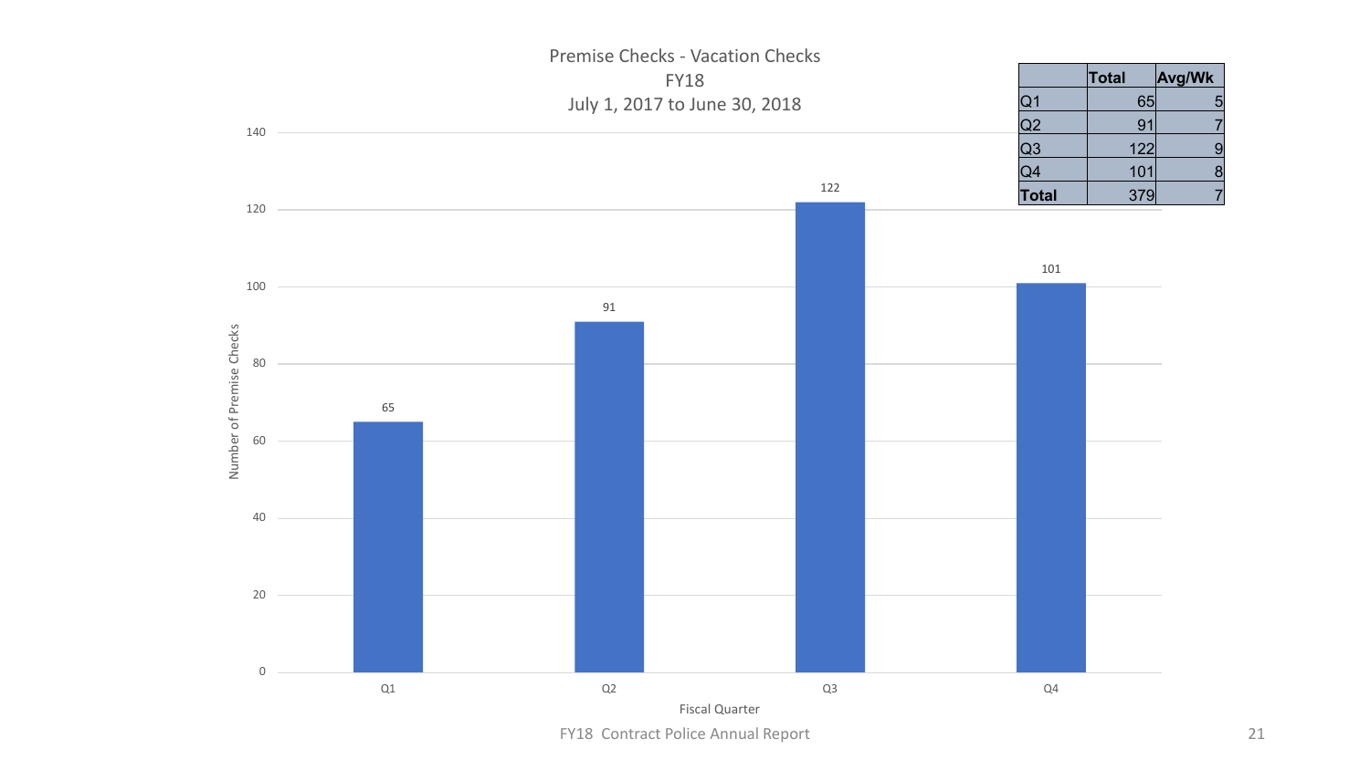# Premise Checks - Vacation Checks

FY18

July 1, 2017 to June 30, 2018

| | Total | Avg/Wk |
|---|---|---|
| Q1 | 65 | 5 |
| Q2 | 91 | 7 |
| Q3 | 122 | 9 |
| Q4 | 101 | 8 |
| **Total** | 379 | 7 |

| Fiscal Quarter | Number of Premise Checks |
|---|---|
| Q1 | 65 |
| Q2 | 91 |
| Q3 | 122 |
| Q4 | 101 |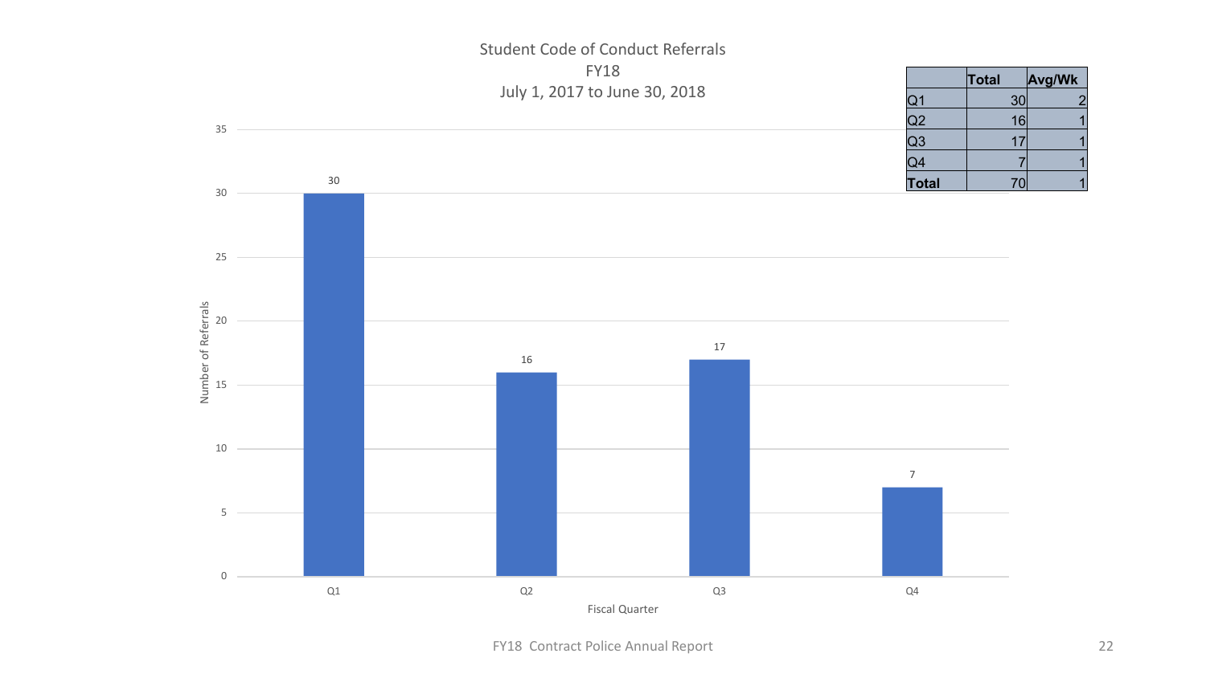# Student Code of Conduct Referrals
FY18
July 1, 2017 to June 30, 2018

| | Total | Avg/Wk |
|---|---|---|
| Q1 | 30 | 2 |
| Q2 | 16 | 1 |
| Q3 | 17 | 1 |
| Q4 | 7 | 1 |
| **Total** | 70 | 1 |

| Fiscal Quarter | Number of Referrals |
|---|---|
| Q1 | 30 |
| Q2 | 16 |
| Q3 | 17 |
| Q4 | 7 |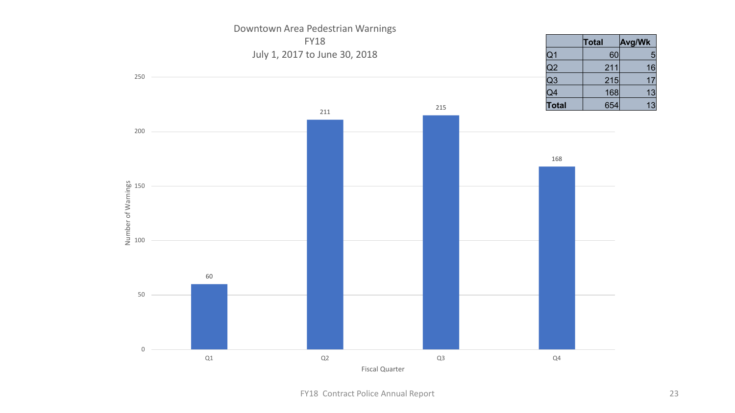Downtown Area Pedestrian Warnings
FY18
July 1, 2017 to June 30, 2018

| | Total | Avg/Wk |
|---|---|---|
| Q1 | 60 | 5 |
| Q2 | 211 | 16 |
| Q3 | 215 | 17 |
| Q4 | 168 | 13 |
| **Total** | 654 | 13 |

| Fiscal Quarter | Number of Warnings |
|---|---|
| Q1 | 60 |
| Q2 | 211 |
| Q3 | 215 |
| Q4 | 168 |

FY18 Contract Police Annual Report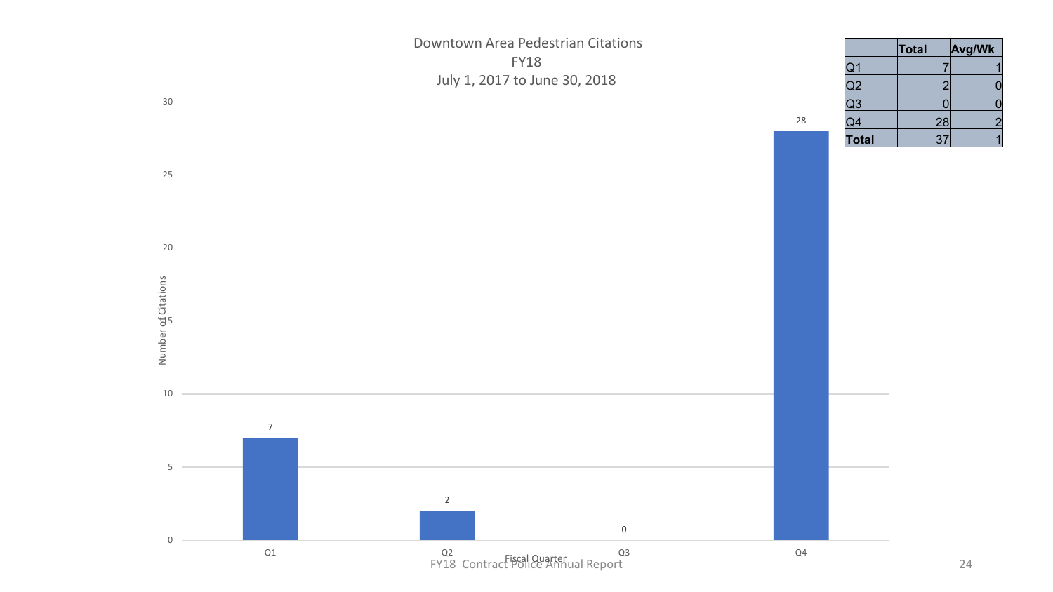Downtown Area Pedestrian Citations
FY18
July 1, 2017 to June 30, 2018

| | Total | Avg/Wk |
|---|---|---|
| Q1 | 7 | 1 |
| Q2 | 2 | 0 |
| Q3 | 0 | 0 |
| Q4 | 28 | 2 |
| **Total** | 37 | 1 |

Number of Citations

30
25
20
15
10
5
0

7
2
0
28

Q1
Q2
Q3
Q4

Fiscal Quarter

FY18 Contract Police Annual Report